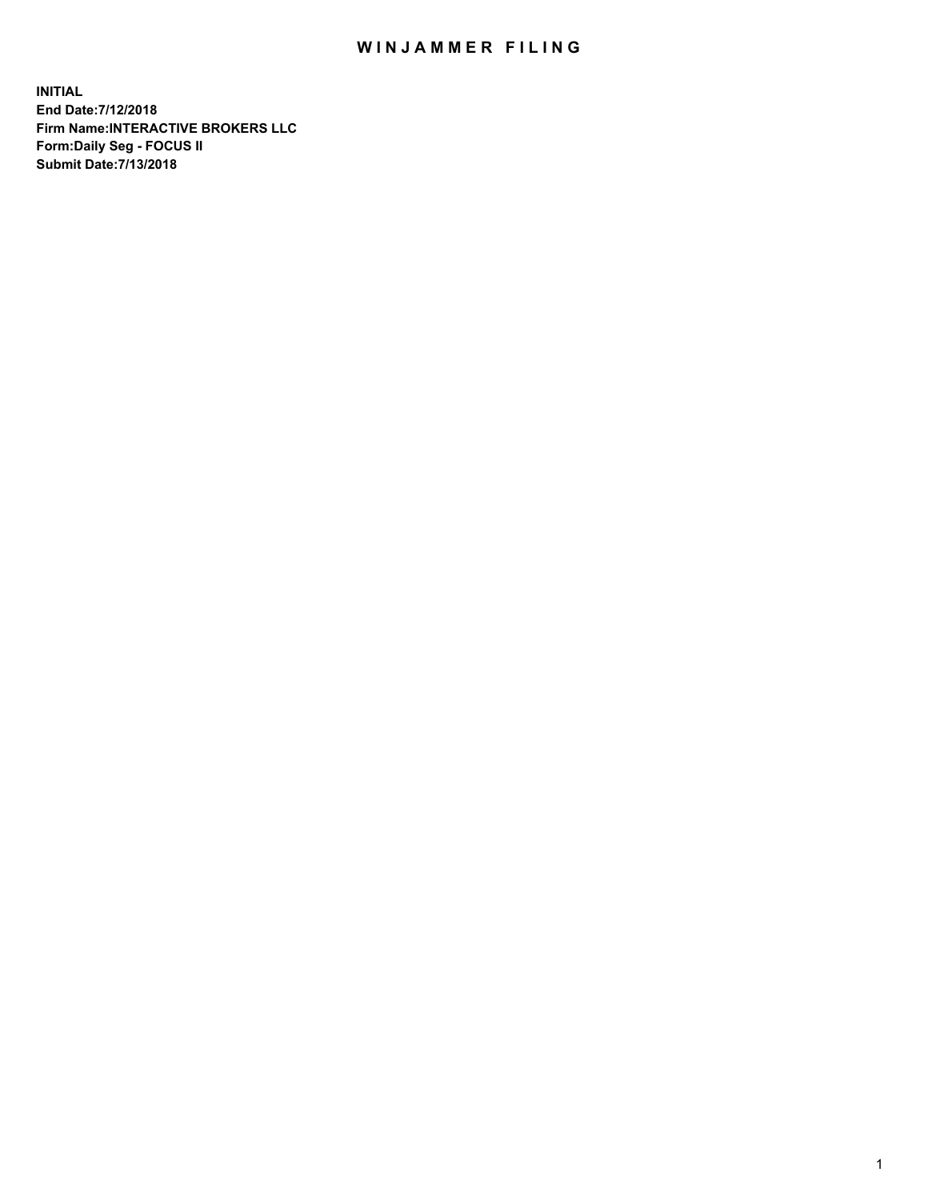# WINJAMMER FILING

**INITIAL**
**End Date:7/12/2018**
**Firm Name:INTERACTIVE BROKERS LLC**
**Form:Daily Seg - FOCUS II**
**Submit Date:7/13/2018**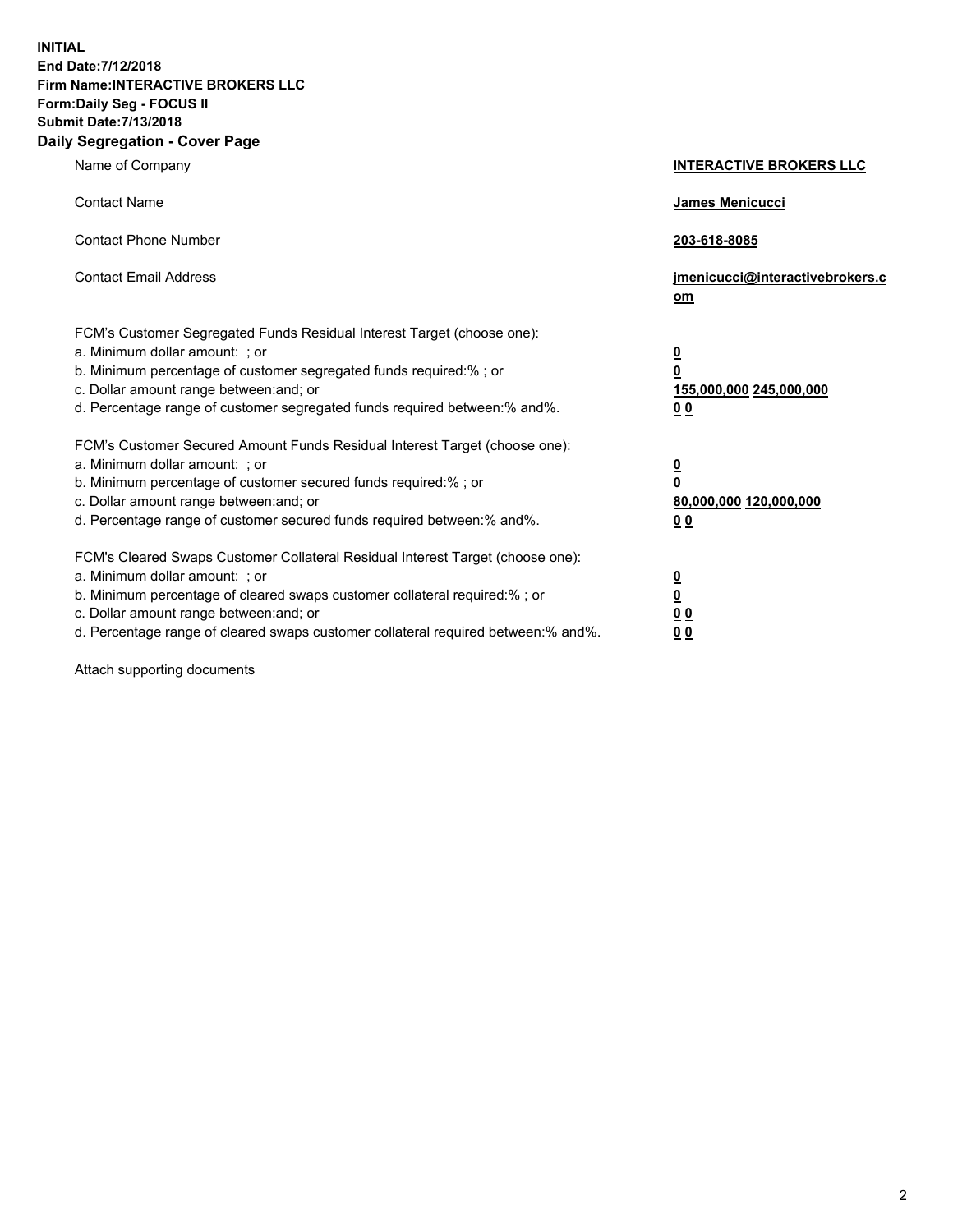**INITIAL**
**End Date:7/12/2018**
**Firm Name:INTERACTIVE BROKERS LLC**
**Form:Daily Seg - FOCUS II**
**Submit Date:7/13/2018**
**Daily Segregation - Cover Page**

| | |
|---|---|
| Name of Company | **INTERACTIVE BROKERS LLC** |
| Contact Name | **James Menicucci** |
| Contact Phone Number | **203-618-8085** |
| Contact Email Address | **jmenicucci@interactivebrokers.com** |
| FCM's Customer Segregated Funds Residual Interest Target (choose one): | |
| a. Minimum dollar amount: ; or | **0** |
| b. Minimum percentage of customer segregated funds required:% ; or | **0** |
| c. Dollar amount range between:and; or | **155,000,000 245,000,000** |
| d. Percentage range of customer segregated funds required between:% and%. | **0 0** |
| FCM's Customer Secured Amount Funds Residual Interest Target (choose one): | |
| a. Minimum dollar amount: ; or | **0** |
| b. Minimum percentage of customer secured funds required:% ; or | **0** |
| c. Dollar amount range between:and; or | **80,000,000 120,000,000** |
| d. Percentage range of customer secured funds required between:% and%. | **0 0** |
| FCM's Cleared Swaps Customer Collateral Residual Interest Target (choose one): | |
| a. Minimum dollar amount: ; or | **0** |
| b. Minimum percentage of cleared swaps customer collateral required:% ; or | **0** |
| c. Dollar amount range between:and; or | **0 0** |
| d. Percentage range of cleared swaps customer collateral required between:% and%. | **0 0** |

Attach supporting documents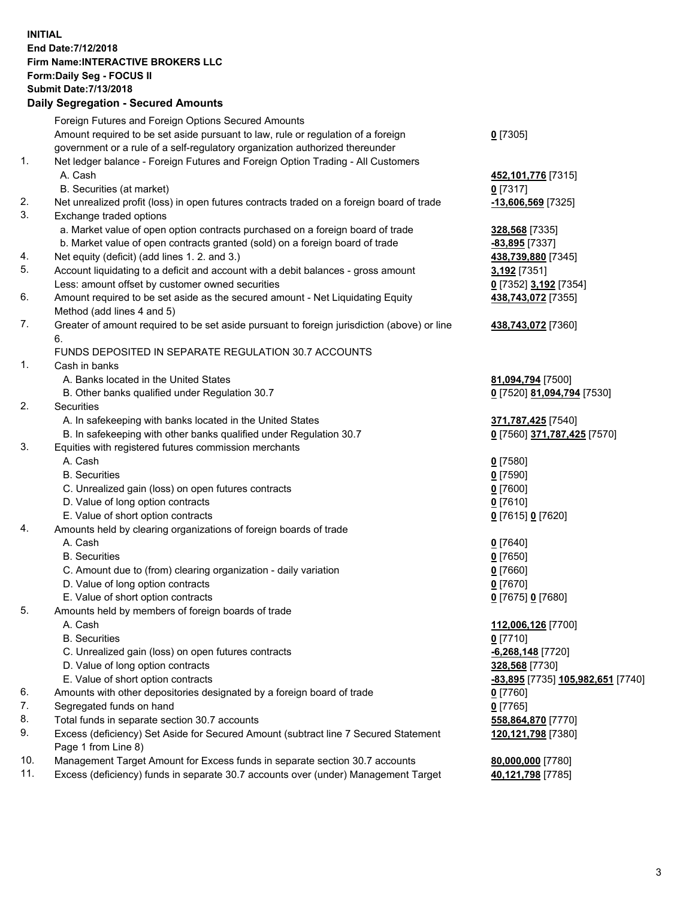**INITIAL**
**End Date:7/12/2018**
**Firm Name:INTERACTIVE BROKERS LLC**
**Form:Daily Seg - FOCUS II**
**Submit Date:7/13/2018**
**Daily Segregation - Secured Amounts**

| | | |
|---|---|---|
| | Foreign Futures and Foreign Options Secured Amounts | |
| | Amount required to be set aside pursuant to law, rule or regulation of a foreign government or a rule of a self-regulatory organization authorized thereunder | **0** [7305] |
| 1. | Net ledger balance - Foreign Futures and Foreign Option Trading - All Customers | |
| | A. Cash | **452,101,776** [7315] |
| | B. Securities (at market) | **0** [7317] |
| 2. | Net unrealized profit (loss) in open futures contracts traded on a foreign board of trade | **-13,606,569** [7325] |
| 3. | Exchange traded options | |
| | a. Market value of open option contracts purchased on a foreign board of trade | **328,568** [7335] |
| | b. Market value of open contracts granted (sold) on a foreign board of trade | **-83,895** [7337] |
| 4. | Net equity (deficit) (add lines 1. 2. and 3.) | **438,739,880** [7345] |
| 5. | Account liquidating to a deficit and account with a debit balances - gross amount | **3,192** [7351] |
| | Less: amount offset by customer owned securities | **0** [7352] **3,192** [7354] |
| 6. | Amount required to be set aside as the secured amount - Net Liquidating Equity Method (add lines 4 and 5) | **438,743,072** [7355] |
| 7. | Greater of amount required to be set aside pursuant to foreign jurisdiction (above) or line 6. | **438,743,072** [7360] |
| | FUNDS DEPOSITED IN SEPARATE REGULATION 30.7 ACCOUNTS | |
| 1. | Cash in banks | |
| | A. Banks located in the United States | **81,094,794** [7500] |
| | B. Other banks qualified under Regulation 30.7 | **0** [7520] **81,094,794** [7530] |
| 2. | Securities | |
| | A. In safekeeping with banks located in the United States | **371,787,425** [7540] |
| | B. In safekeeping with other banks qualified under Regulation 30.7 | **0** [7560] **371,787,425** [7570] |
| 3. | Equities with registered futures commission merchants | |
| | A. Cash | **0** [7580] |
| | B. Securities | **0** [7590] |
| | C. Unrealized gain (loss) on open futures contracts | **0** [7600] |
| | D. Value of long option contracts | **0** [7610] |
| | E. Value of short option contracts | **0** [7615] **0** [7620] |
| 4. | Amounts held by clearing organizations of foreign boards of trade | |
| | A. Cash | **0** [7640] |
| | B. Securities | **0** [7650] |
| | C. Amount due to (from) clearing organization - daily variation | **0** [7660] |
| | D. Value of long option contracts | **0** [7670] |
| | E. Value of short option contracts | **0** [7675] **0** [7680] |
| 5. | Amounts held by members of foreign boards of trade | |
| | A. Cash | **112,006,126** [7700] |
| | B. Securities | **0** [7710] |
| | C. Unrealized gain (loss) on open futures contracts | **-6,268,148** [7720] |
| | D. Value of long option contracts | **328,568** [7730] |
| | E. Value of short option contracts | **-83,895** [7735] **105,982,651** [7740] |
| 6. | Amounts with other depositories designated by a foreign board of trade | **0** [7760] |
| 7. | Segregated funds on hand | **0** [7765] |
| 8. | Total funds in separate section 30.7 accounts | **558,864,870** [7770] |
| 9. | Excess (deficiency) Set Aside for Secured Amount (subtract line 7 Secured Statement Page 1 from Line 8) | **120,121,798** [7380] |
| 10. | Management Target Amount for Excess funds in separate section 30.7 accounts | **80,000,000** [7780] |
| 11. | Excess (deficiency) funds in separate 30.7 accounts over (under) Management Target | **40,121,798** [7785] |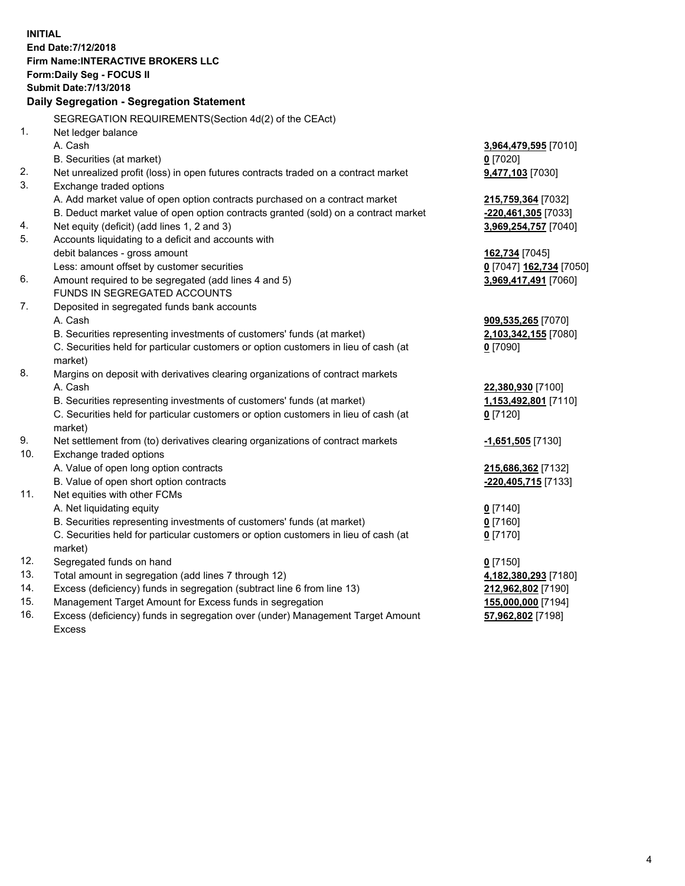**INITIAL**
**End Date:7/12/2018**
**Firm Name:INTERACTIVE BROKERS LLC**
**Form:Daily Seg - FOCUS II**
**Submit Date:7/13/2018**
**Daily Segregation - Segregation Statement**

| | | |
|---|---|---|
| | SEGREGATION REQUIREMENTS(Section 4d(2) of the CEAct) | |
| 1. | Net ledger balance | |
| | A. Cash | **3,964,479,595** [7010] |
| | B. Securities (at market) | **0** [7020] |
| 2. | Net unrealized profit (loss) in open futures contracts traded on a contract market | **9,477,103** [7030] |
| 3. | Exchange traded options | |
| | A. Add market value of open option contracts purchased on a contract market | **215,759,364** [7032] |
| | B. Deduct market value of open option contracts granted (sold) on a contract market | **-220,461,305** [7033] |
| 4. | Net equity (deficit) (add lines 1, 2 and 3) | **3,969,254,757** [7040] |
| 5. | Accounts liquidating to a deficit and accounts with debit balances - gross amount | **162,734** [7045] |
| | Less: amount offset by customer securities | **0** [7047] **162,734** [7050] |
| 6. | Amount required to be segregated (add lines 4 and 5) | **3,969,417,491** [7060] |
| | FUNDS IN SEGREGATED ACCOUNTS | |
| 7. | Deposited in segregated funds bank accounts | |
| | A. Cash | **909,535,265** [7070] |
| | B. Securities representing investments of customers' funds (at market) | **2,103,342,155** [7080] |
| | C. Securities held for particular customers or option customers in lieu of cash (at market) | **0** [7090] |
| 8. | Margins on deposit with derivatives clearing organizations of contract markets | |
| | A. Cash | **22,380,930** [7100] |
| | B. Securities representing investments of customers' funds (at market) | **1,153,492,801** [7110] |
| | C. Securities held for particular customers or option customers in lieu of cash (at market) | **0** [7120] |
| 9. | Net settlement from (to) derivatives clearing organizations of contract markets | **-1,651,505** [7130] |
| 10. | Exchange traded options | |
| | A. Value of open long option contracts | **215,686,362** [7132] |
| | B. Value of open short option contracts | **-220,405,715** [7133] |
| 11. | Net equities with other FCMs | |
| | A. Net liquidating equity | **0** [7140] |
| | B. Securities representing investments of customers' funds (at market) | **0** [7160] |
| | C. Securities held for particular customers or option customers in lieu of cash (at market) | **0** [7170] |
| 12. | Segregated funds on hand | **0** [7150] |
| 13. | Total amount in segregation (add lines 7 through 12) | **4,182,380,293** [7180] |
| 14. | Excess (deficiency) funds in segregation (subtract line 6 from line 13) | **212,962,802** [7190] |
| 15. | Management Target Amount for Excess funds in segregation | **155,000,000** [7194] |
| 16. | Excess (deficiency) funds in segregation over (under) Management Target Amount Excess | **57,962,802** [7198] |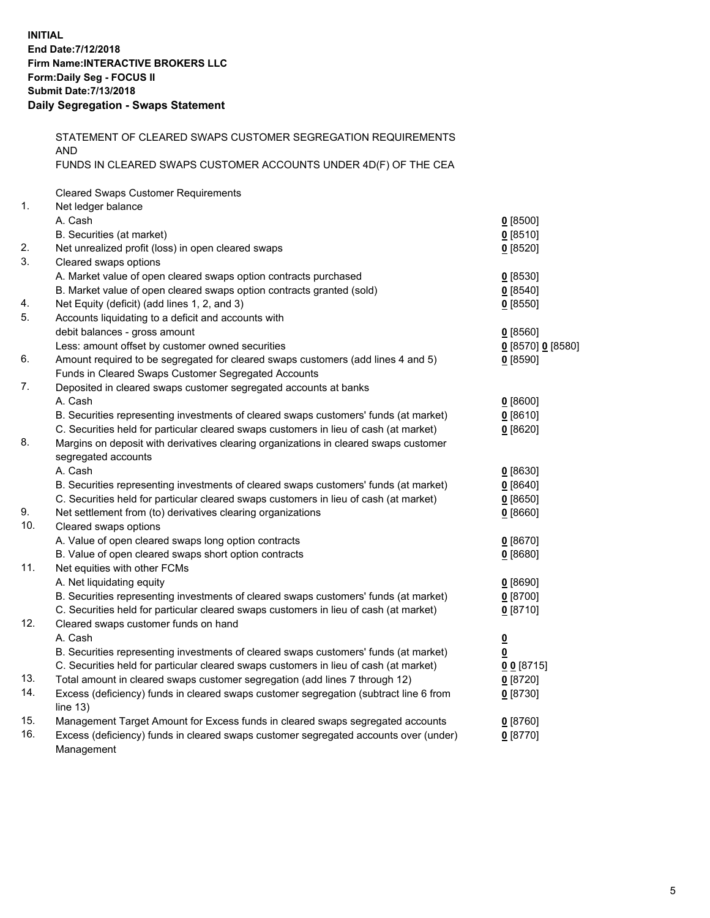**INITIAL**
**End Date:7/12/2018**
**Firm Name:INTERACTIVE BROKERS LLC**
**Form:Daily Seg - FOCUS II**
**Submit Date:7/13/2018**
**Daily Segregation - Swaps Statement**

STATEMENT OF CLEARED SWAPS CUSTOMER SEGREGATION REQUIREMENTS
AND
FUNDS IN CLEARED SWAPS CUSTOMER ACCOUNTS UNDER 4D(F) OF THE CEA

| | | |
|---|---|---|
| | Cleared Swaps Customer Requirements | |
| 1. | Net ledger balance | |
| | A. Cash | 0 [8500] |
| | B. Securities (at market) | 0 [8510] |
| 2. | Net unrealized profit (loss) in open cleared swaps | 0 [8520] |
| 3. | Cleared swaps options | |
| | A. Market value of open cleared swaps option contracts purchased | 0 [8530] |
| | B. Market value of open cleared swaps option contracts granted (sold) | 0 [8540] |
| 4. | Net Equity (deficit) (add lines 1, 2, and 3) | 0 [8550] |
| 5. | Accounts liquidating to a deficit and accounts with | |
| | debit balances - gross amount | 0 [8560] |
| | Less: amount offset by customer owned securities | 0 [8570] 0 [8580] |
| 6. | Amount required to be segregated for cleared swaps customers (add lines 4 and 5) | 0 [8590] |
| | Funds in Cleared Swaps Customer Segregated Accounts | |
| 7. | Deposited in cleared swaps customer segregated accounts at banks | |
| | A. Cash | 0 [8600] |
| | B. Securities representing investments of cleared swaps customers' funds (at market) | 0 [8610] |
| | C. Securities held for particular cleared swaps customers in lieu of cash (at market) | 0 [8620] |
| 8. | Margins on deposit with derivatives clearing organizations in cleared swaps customer segregated accounts | |
| | A. Cash | 0 [8630] |
| | B. Securities representing investments of cleared swaps customers' funds (at market) | 0 [8640] |
| | C. Securities held for particular cleared swaps customers in lieu of cash (at market) | 0 [8650] |
| 9. | Net settlement from (to) derivatives clearing organizations | 0 [8660] |
| 10. | Cleared swaps options | |
| | A. Value of open cleared swaps long option contracts | 0 [8670] |
| | B. Value of open cleared swaps short option contracts | 0 [8680] |
| 11. | Net equities with other FCMs | |
| | A. Net liquidating equity | 0 [8690] |
| | B. Securities representing investments of cleared swaps customers' funds (at market) | 0 [8700] |
| | C. Securities held for particular cleared swaps customers in lieu of cash (at market) | 0 [8710] |
| 12. | Cleared swaps customer funds on hand | |
| | A. Cash | 0 |
| | B. Securities representing investments of cleared swaps customers' funds (at market) | 0 |
| | C. Securities held for particular cleared swaps customers in lieu of cash (at market) | 0 0 [8715] |
| 13. | Total amount in cleared swaps customer segregation (add lines 7 through 12) | 0 [8720] |
| 14. | Excess (deficiency) funds in cleared swaps customer segregation (subtract line 6 from line 13) | 0 [8730] |
| 15. | Management Target Amount for Excess funds in cleared swaps segregated accounts | 0 [8760] |
| 16. | Excess (deficiency) funds in cleared swaps customer segregated accounts over (under) Management | 0 [8770] |